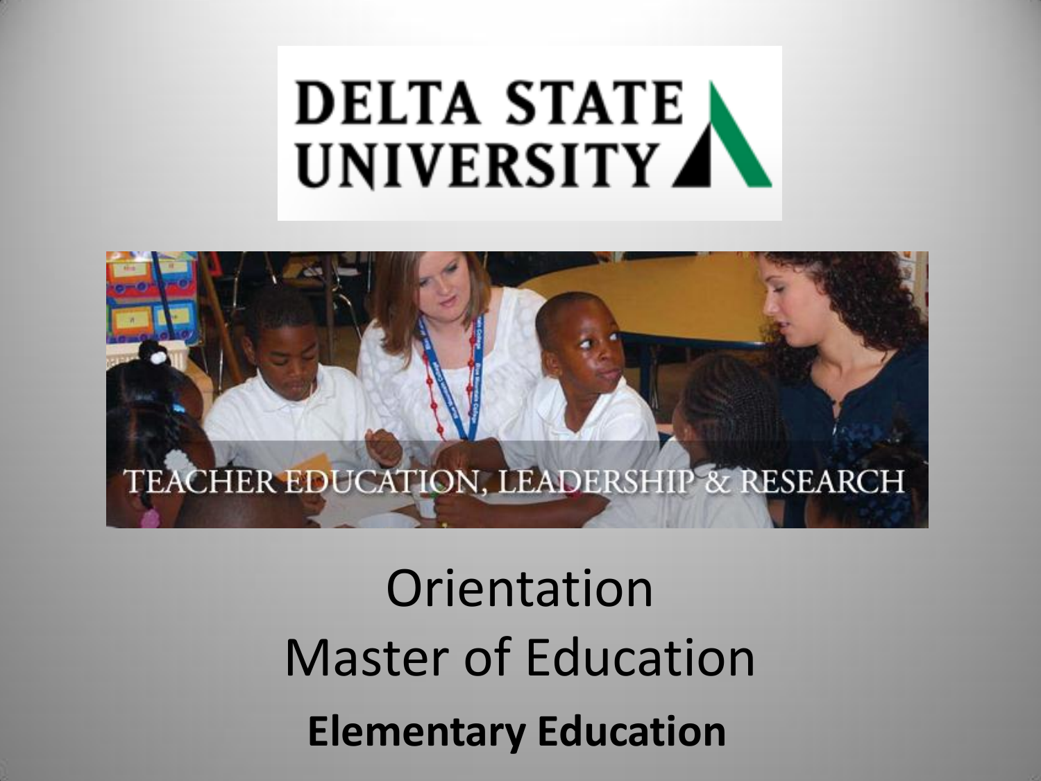DELTA STATE UNIVERSITY

TEACHER EDUCATION, LEADERSHIP & RESEARCH

# Orientation
# Master of Education
## Elementary Education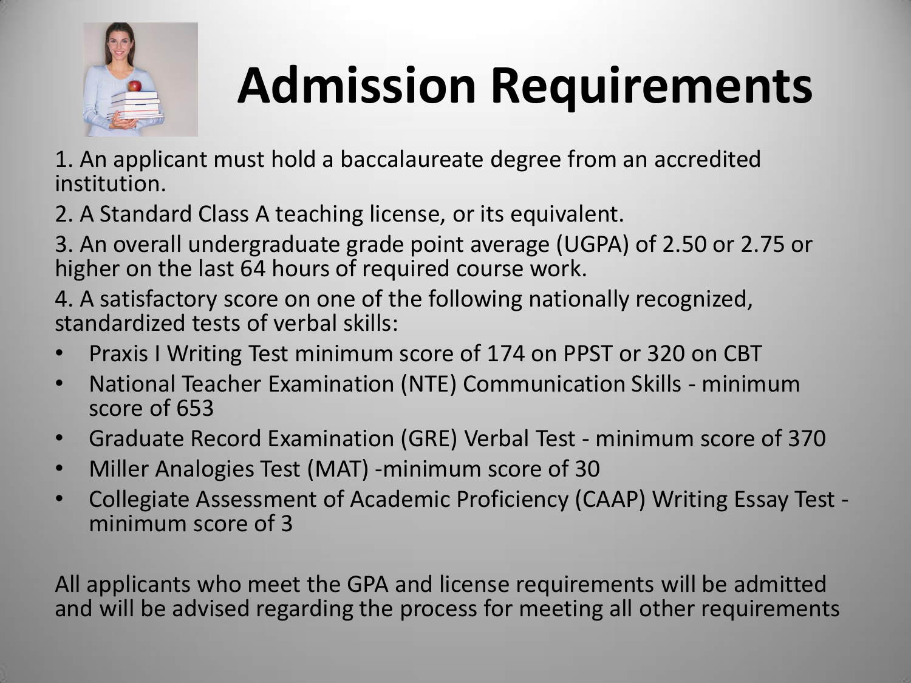# Admission Requirements

1. An applicant must hold a baccalaureate degree from an accredited institution.

2. A Standard Class A teaching license, or its equivalent.

3. An overall undergraduate grade point average (UGPA) of 2.50 or 2.75 or higher on the last 64 hours of required course work.

4. A satisfactory score on one of the following nationally recognized, standardized tests of verbal skills:

- Praxis I Writing Test minimum score of 174 on PPST or 320 on CBT
- National Teacher Examination (NTE) Communication Skills - minimum score of 653
- Graduate Record Examination (GRE) Verbal Test - minimum score of 370
- Miller Analogies Test (MAT) -minimum score of 30
- Collegiate Assessment of Academic Proficiency (CAAP) Writing Essay Test - minimum score of 3

All applicants who meet the GPA and license requirements will be admitted and will be advised regarding the process for meeting all other requirements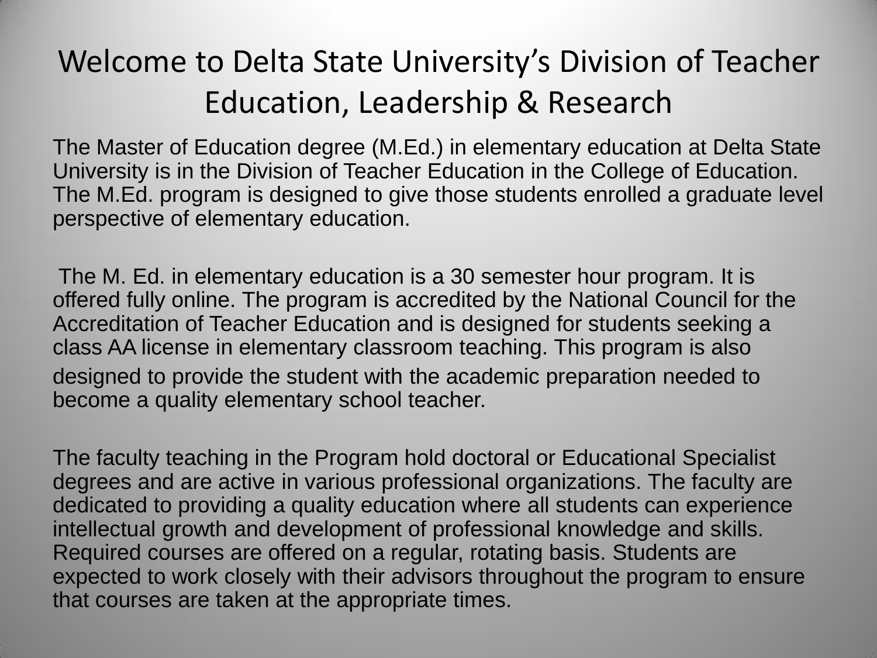# Welcome to Delta State University's Division of Teacher Education, Leadership & Research

The Master of Education degree (M.Ed.) in elementary education at Delta State University is in the Division of Teacher Education in the College of Education. The M.Ed. program is designed to give those students enrolled a graduate level perspective of elementary education.

The M. Ed. in elementary education is a 30 semester hour program. It is offered fully online. The program is accredited by the National Council for the Accreditation of Teacher Education and is designed for students seeking a class AA license in elementary classroom teaching. This program is also designed to provide the student with the academic preparation needed to become a quality elementary school teacher.

The faculty teaching in the Program hold doctoral or Educational Specialist degrees and are active in various professional organizations. The faculty are dedicated to providing a quality education where all students can experience intellectual growth and development of professional knowledge and skills. Required courses are offered on a regular, rotating basis. Students are expected to work closely with their advisors throughout the program to ensure that courses are taken at the appropriate times.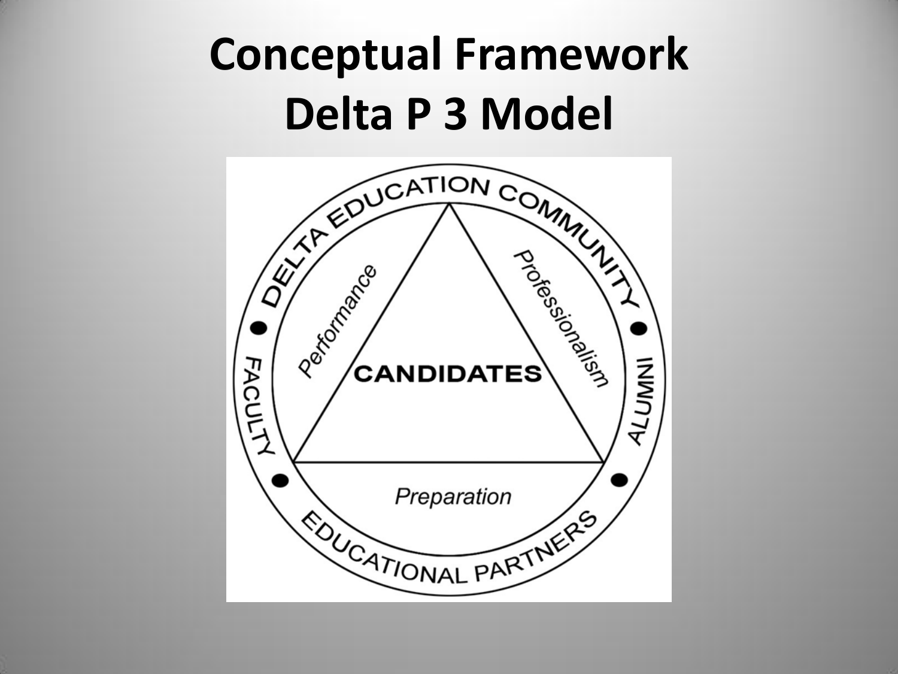# Conceptual Framework
# Delta P 3 Model

DELTA EDUCATION COMMUNITY

• FACULTY • ALUMNI • EDUCATIONAL PARTNERS

*Performance*

*Professionalism*

*Preparation*

**CANDIDATES**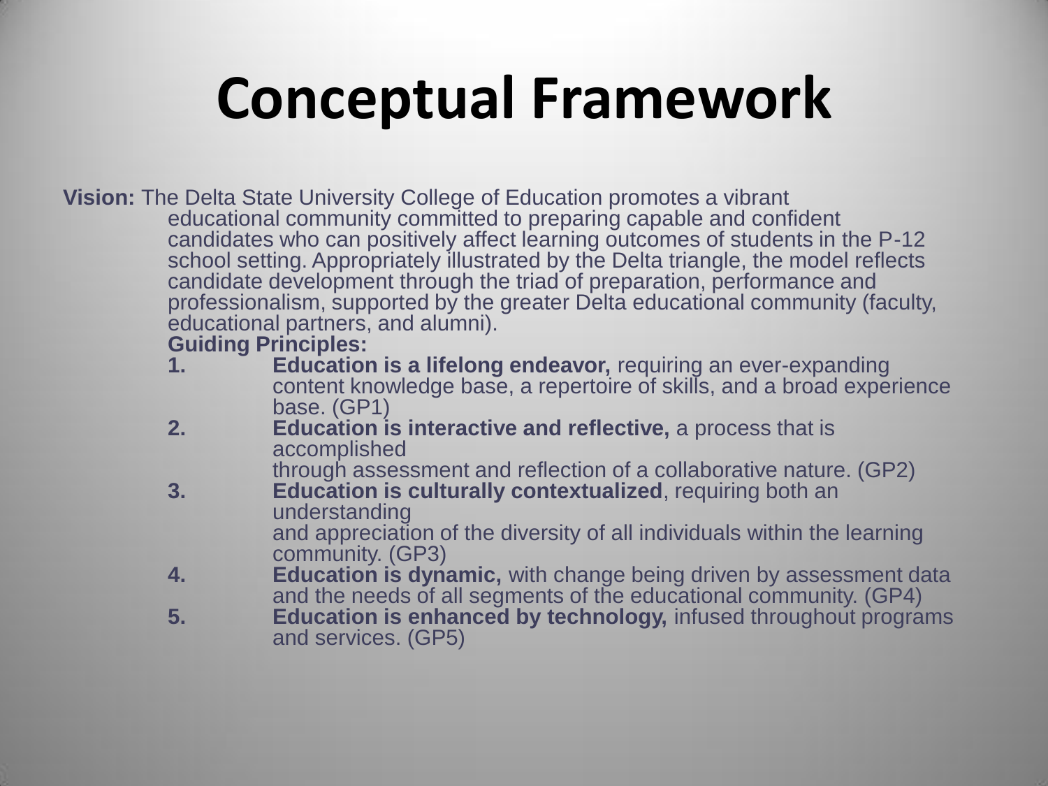# Conceptual Framework

**Vision:** The Delta State University College of Education promotes a vibrant educational community committed to preparing capable and confident candidates who can positively affect learning outcomes of students in the P-12 school setting. Appropriately illustrated by the Delta triangle, the model reflects candidate development through the triad of preparation, performance and professionalism, supported by the greater Delta educational community (faculty, educational partners, and alumni).

**Guiding Principles:**

1. **Education is a lifelong endeavor,** requiring an ever-expanding content knowledge base, a repertoire of skills, and a broad experience base. (GP1)
2. **Education is interactive and reflective,** a process that is accomplished through assessment and reflection of a collaborative nature. (GP2)
3. **Education is culturally contextualized**, requiring both an understanding and appreciation of the diversity of all individuals within the learning community. (GP3)
4. **Education is dynamic,** with change being driven by assessment data and the needs of all segments of the educational community. (GP4)
5. **Education is enhanced by technology,** infused throughout programs and services. (GP5)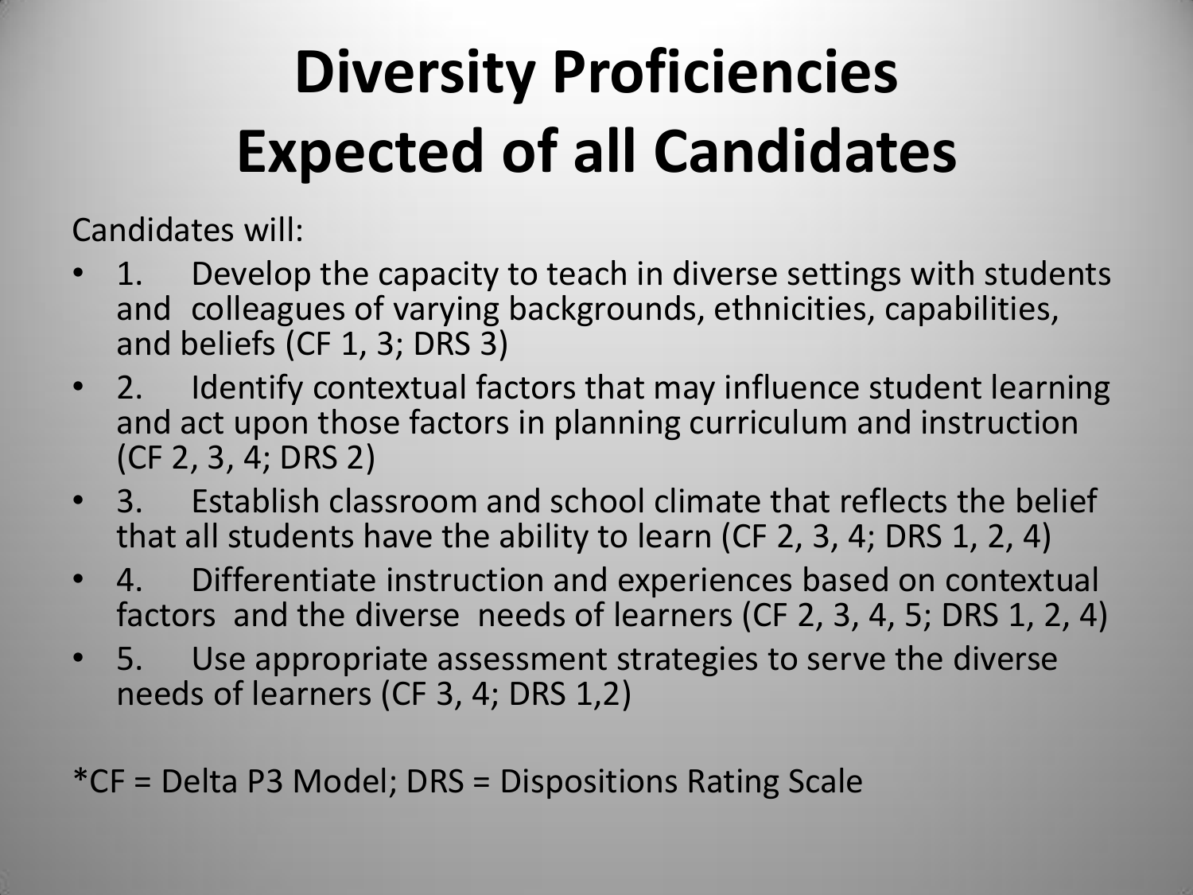# Diversity Proficiencies Expected of all Candidates

Candidates will:

- 1. Develop the capacity to teach in diverse settings with students and colleagues of varying backgrounds, ethnicities, capabilities, and beliefs (CF 1, 3; DRS 3)
- 2. Identify contextual factors that may influence student learning and act upon those factors in planning curriculum and instruction (CF 2, 3, 4; DRS 2)
- 3. Establish classroom and school climate that reflects the belief that all students have the ability to learn (CF 2, 3, 4; DRS 1, 2, 4)
- 4. Differentiate instruction and experiences based on contextual factors and the diverse needs of learners (CF 2, 3, 4, 5; DRS 1, 2, 4)
- 5. Use appropriate assessment strategies to serve the diverse needs of learners (CF 3, 4; DRS 1,2)

*CF = Delta P3 Model; DRS = Dispositions Rating Scale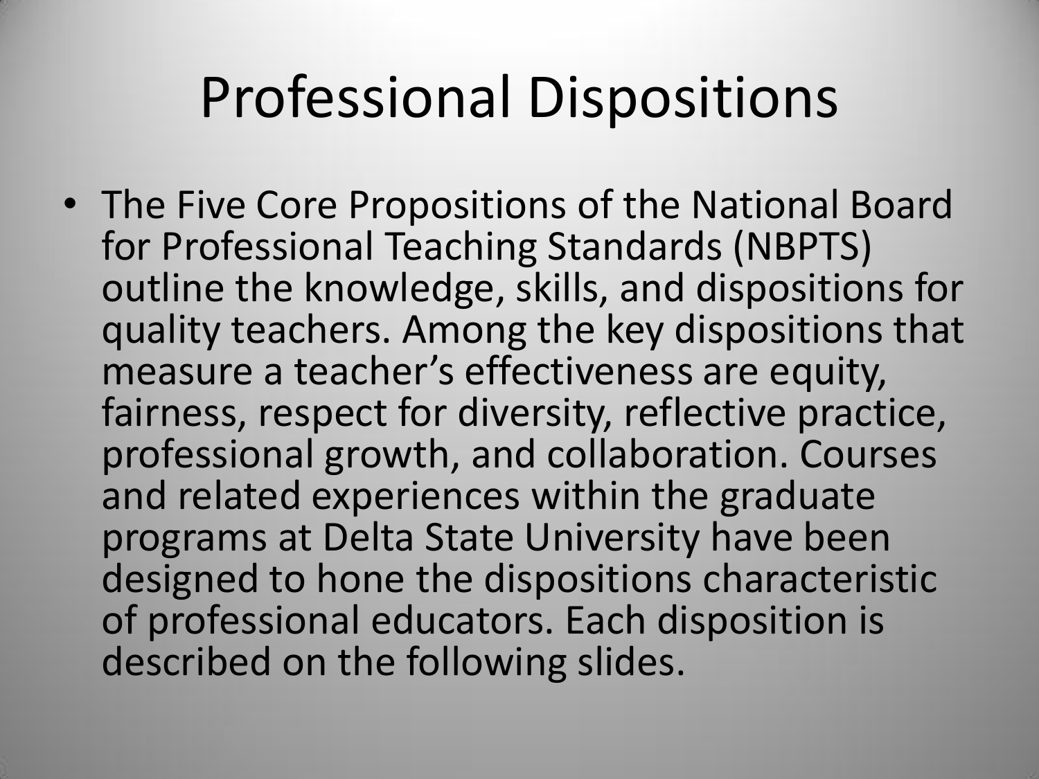# Professional Dispositions

- The Five Core Propositions of the National Board for Professional Teaching Standards (NBPTS) outline the knowledge, skills, and dispositions for quality teachers. Among the key dispositions that measure a teacher’s effectiveness are equity, fairness, respect for diversity, reflective practice, professional growth, and collaboration. Courses and related experiences within the graduate programs at Delta State University have been designed to hone the dispositions characteristic of professional educators. Each disposition is described on the following slides.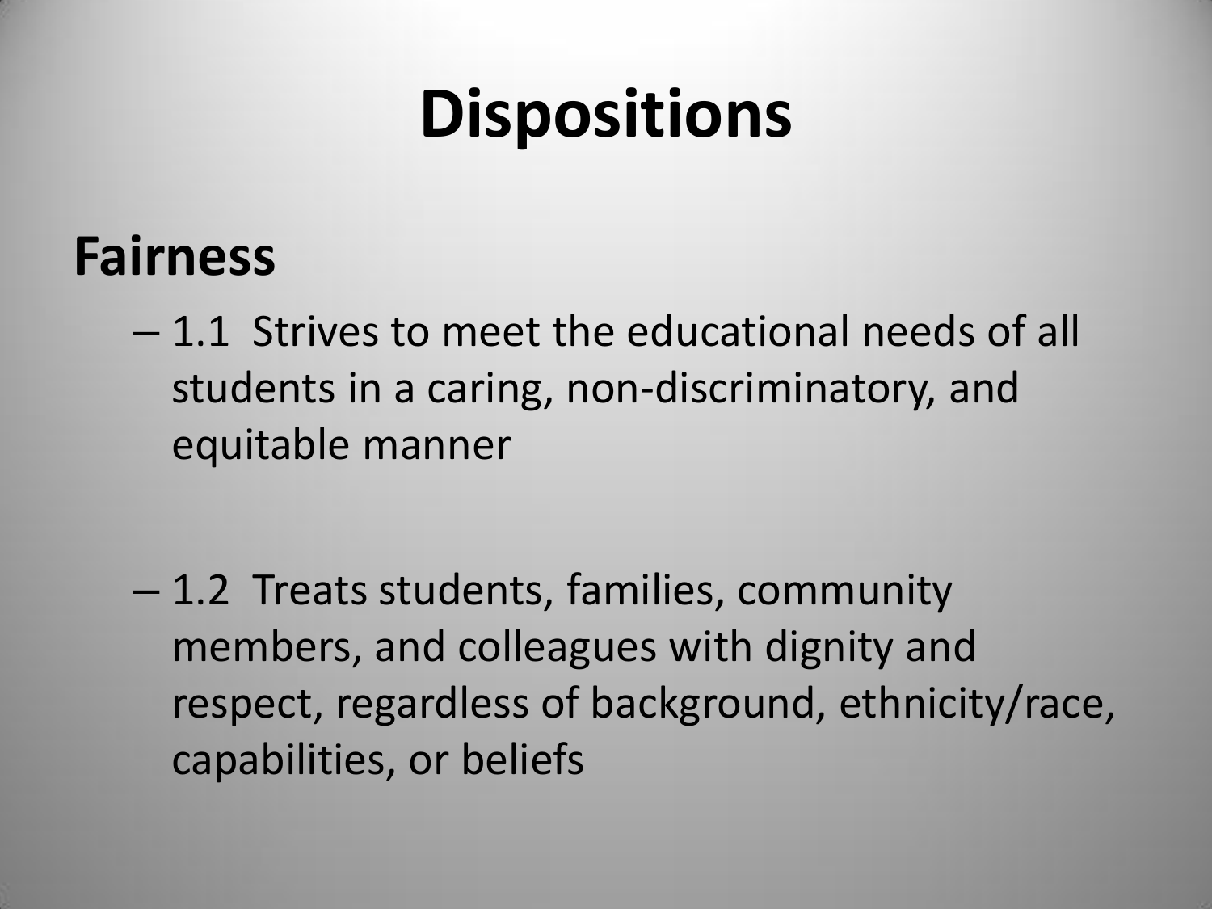# Dispositions

## Fairness

- 1.1 Strives to meet the educational needs of all students in a caring, non-discriminatory, and equitable manner

- 1.2 Treats students, families, community members, and colleagues with dignity and respect, regardless of background, ethnicity/race, capabilities, or beliefs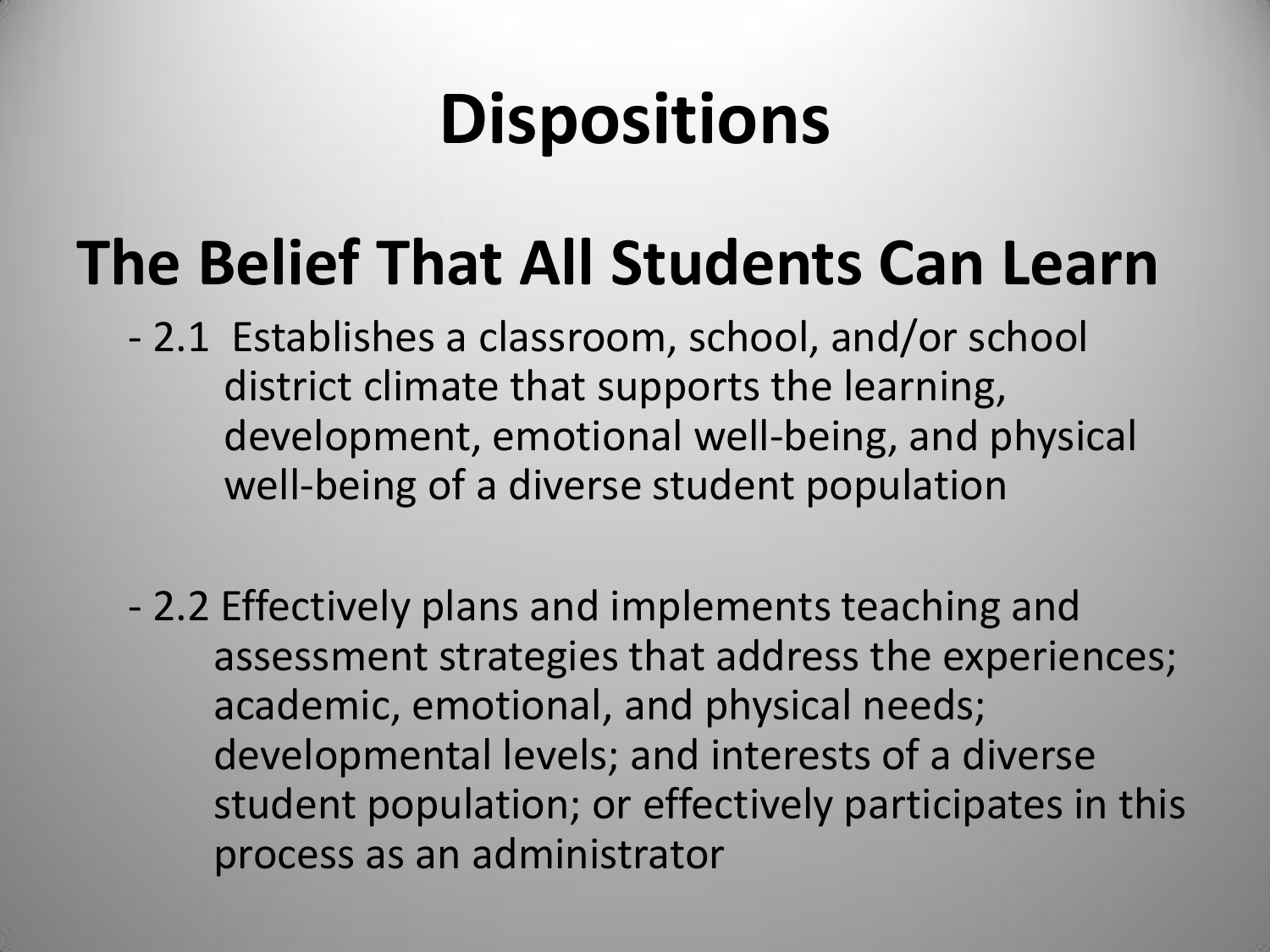# Dispositions

## The Belief That All Students Can Learn

- 2.1 Establishes a classroom, school, and/or school district climate that supports the learning, development, emotional well-being, and physical well-being of a diverse student population

- 2.2 Effectively plans and implements teaching and assessment strategies that address the experiences; academic, emotional, and physical needs; developmental levels; and interests of a diverse student population; or effectively participates in this process as an administrator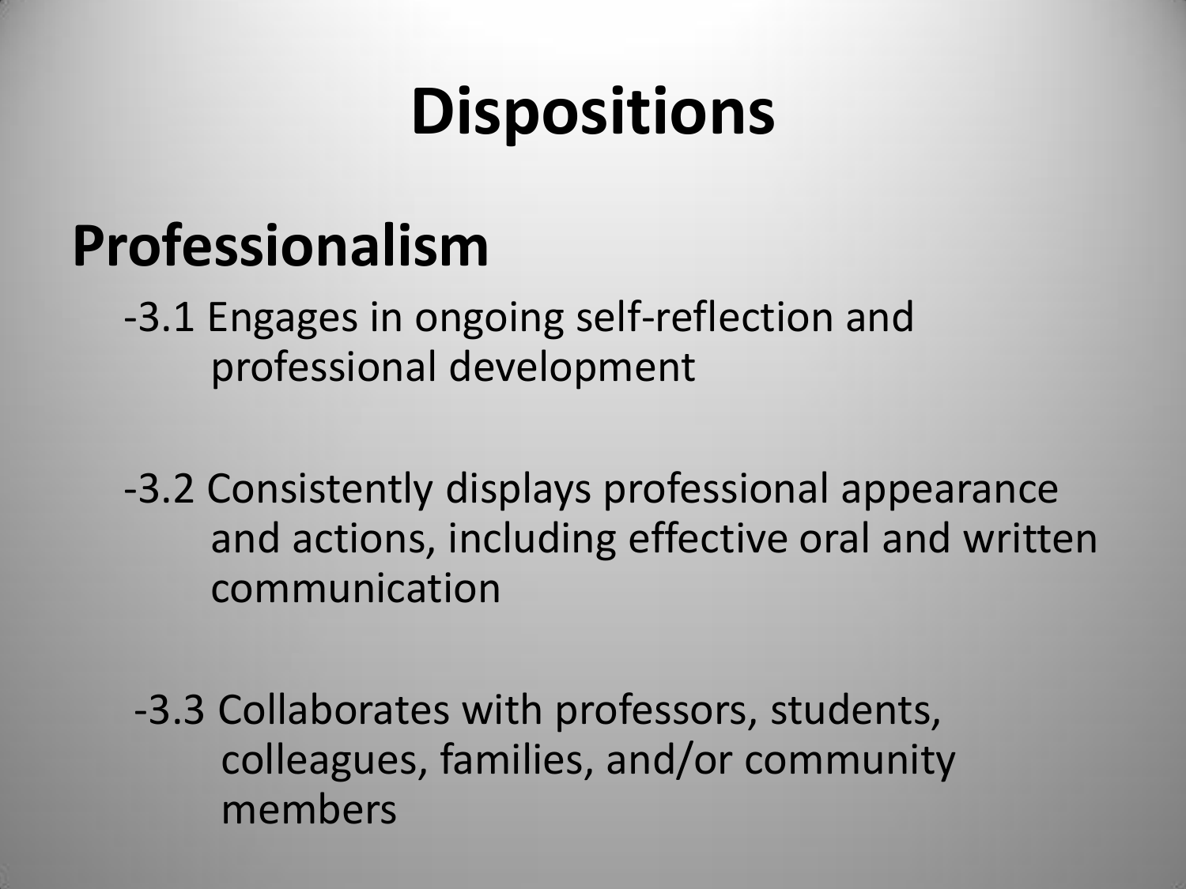# Dispositions

## Professionalism

-3.1 Engages in ongoing self-reflection and professional development

-3.2 Consistently displays professional appearance and actions, including effective oral and written communication

-3.3 Collaborates with professors, students, colleagues, families, and/or community members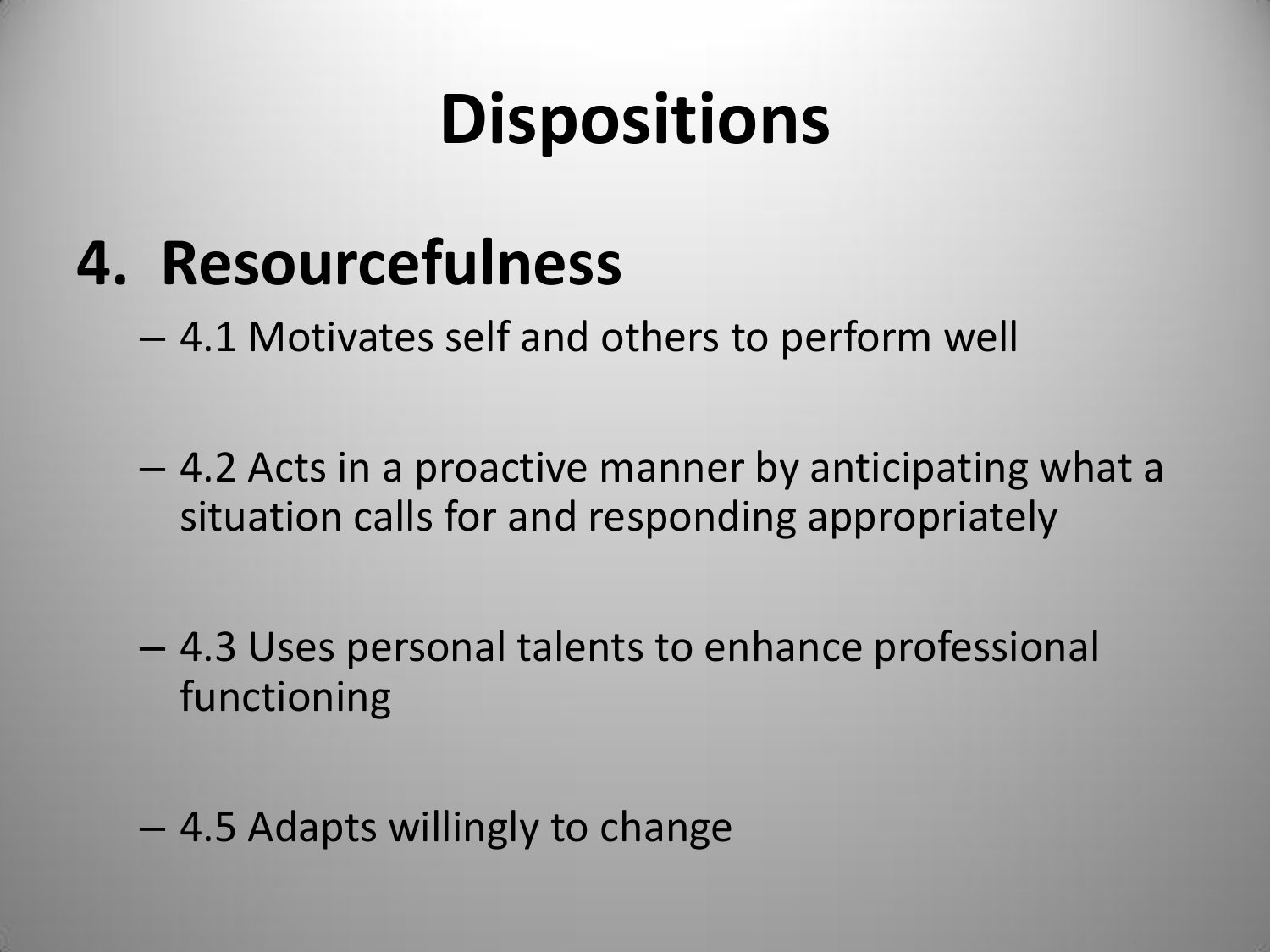# Dispositions

## 4. Resourcefulness

- 4.1 Motivates self and others to perform well
- 4.2 Acts in a proactive manner by anticipating what a situation calls for and responding appropriately
- 4.3 Uses personal talents to enhance professional functioning
- 4.5 Adapts willingly to change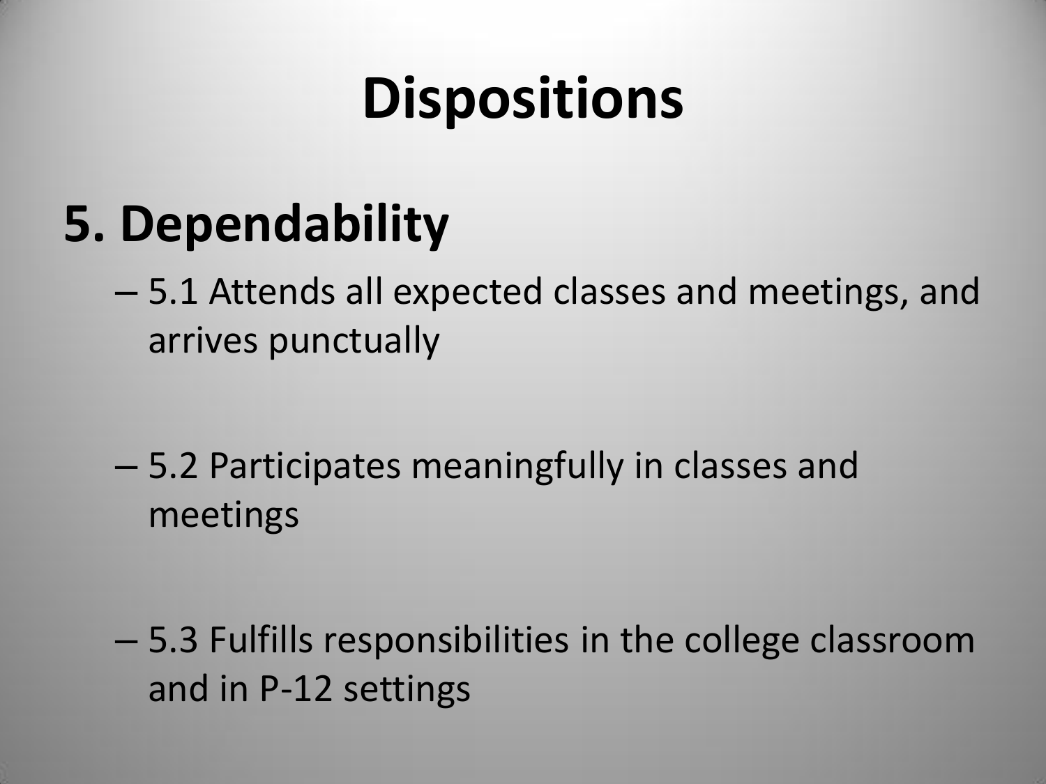# Dispositions

## 5. Dependability

- 5.1 Attends all expected classes and meetings, and arrives punctually
- 5.2 Participates meaningfully in classes and meetings
- 5.3 Fulfills responsibilities in the college classroom and in P-12 settings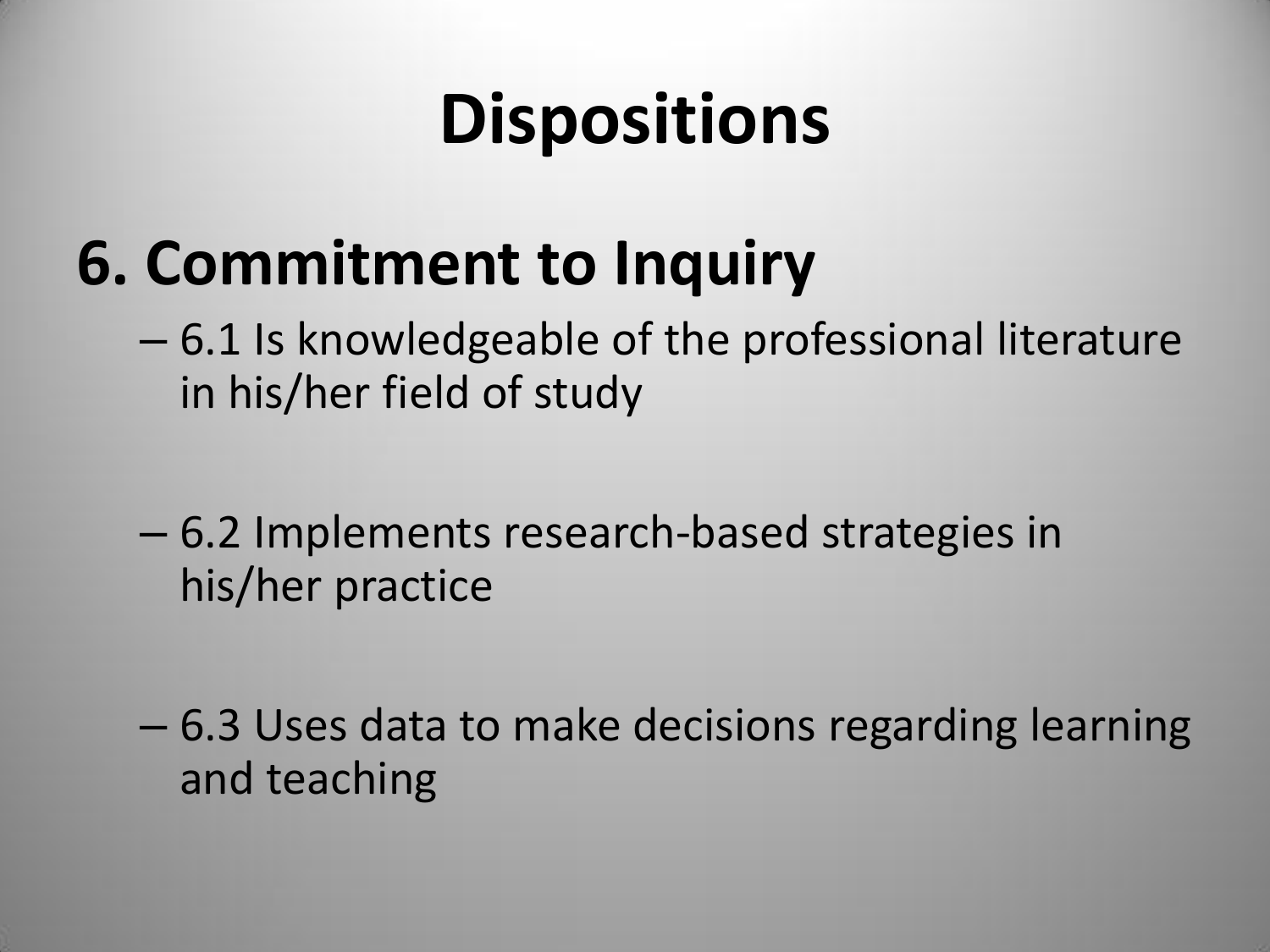# Dispositions

## 6. Commitment to Inquiry

- 6.1 Is knowledgeable of the professional literature in his/her field of study
- 6.2 Implements research-based strategies in his/her practice
- 6.3 Uses data to make decisions regarding learning and teaching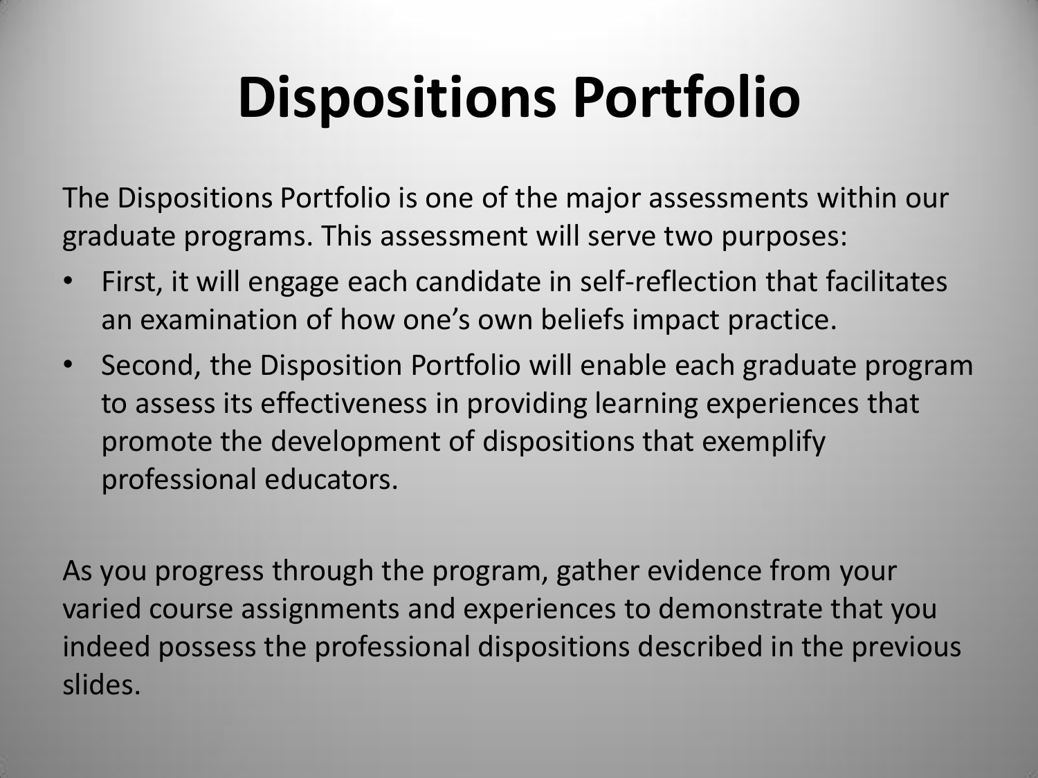# Dispositions Portfolio

The Dispositions Portfolio is one of the major assessments within our graduate programs. This assessment will serve two purposes:

- First, it will engage each candidate in self-reflection that facilitates an examination of how one's own beliefs impact practice.
- Second, the Disposition Portfolio will enable each graduate program to assess its effectiveness in providing learning experiences that promote the development of dispositions that exemplify professional educators.

As you progress through the program, gather evidence from your varied course assignments and experiences to demonstrate that you indeed possess the professional dispositions described in the previous slides.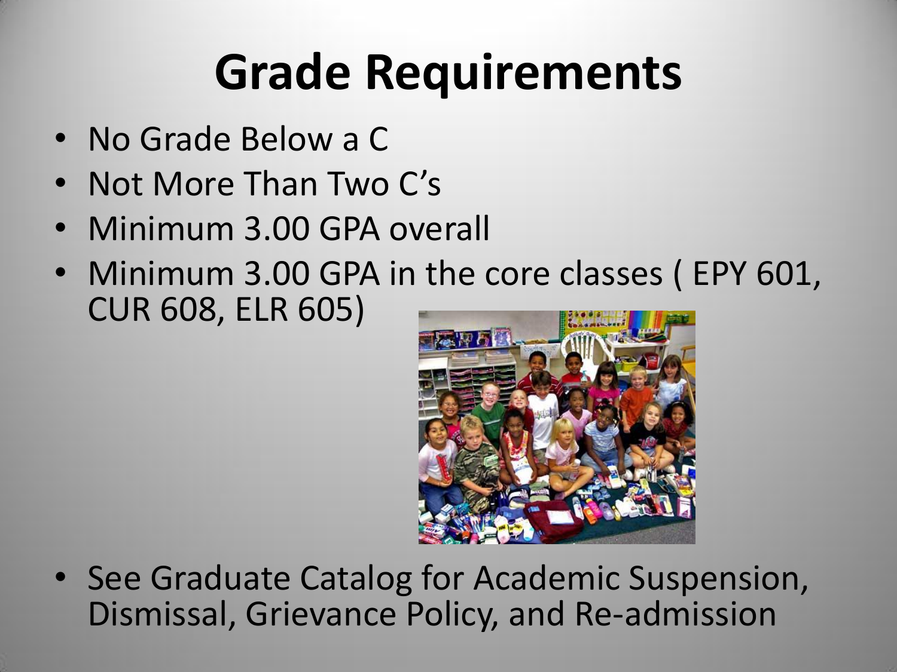# Grade Requirements

- No Grade Below a C
- Not More Than Two C's
- Minimum 3.00 GPA overall
- Minimum 3.00 GPA in the core classes ( EPY 601, CUR 608, ELR 605)
- See Graduate Catalog for Academic Suspension, Dismissal, Grievance Policy, and Re-admission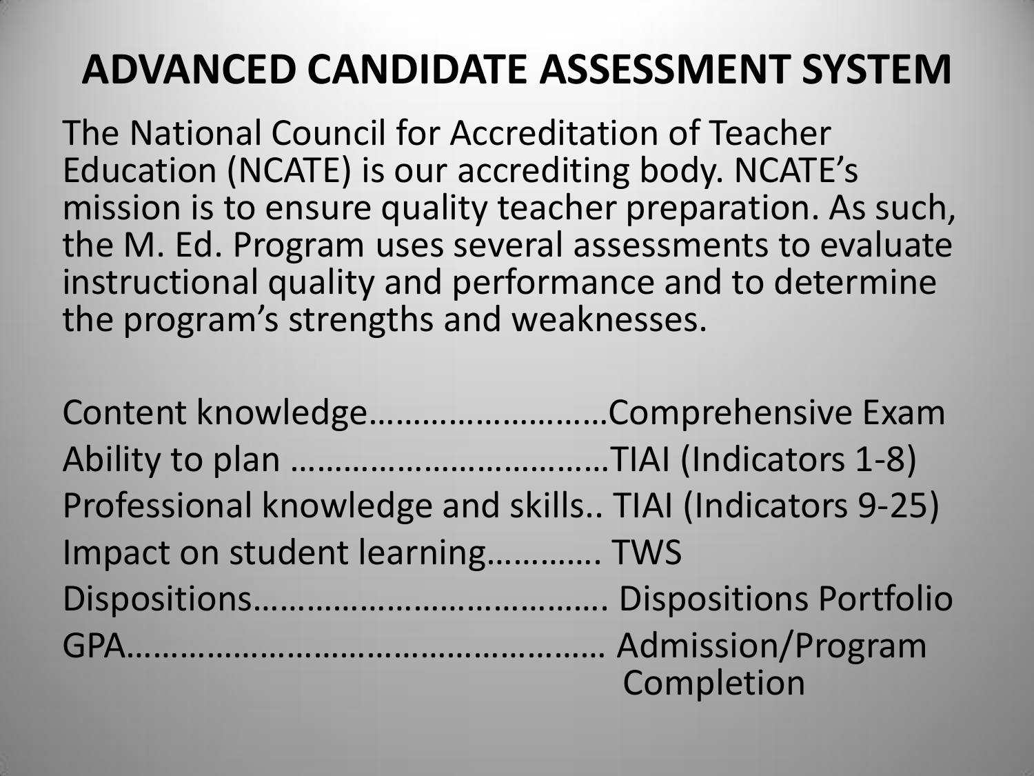# ADVANCED CANDIDATE ASSESSMENT SYSTEM

The National Council for Accreditation of Teacher Education (NCATE) is our accrediting body. NCATE's mission is to ensure quality teacher preparation. As such, the M. Ed. Program uses several assessments to evaluate instructional quality and performance and to determine the program's strengths and weaknesses.

Content knowledge……………………….Comprehensive Exam
Ability to plan ………………………………TIAI (Indicators 1-8)
Professional knowledge and skills.. TIAI (Indicators 9-25)
Impact on student learning…………. TWS
Dispositions…………………………………. Dispositions Portfolio
GPA……………………………………………… Admission/Program Completion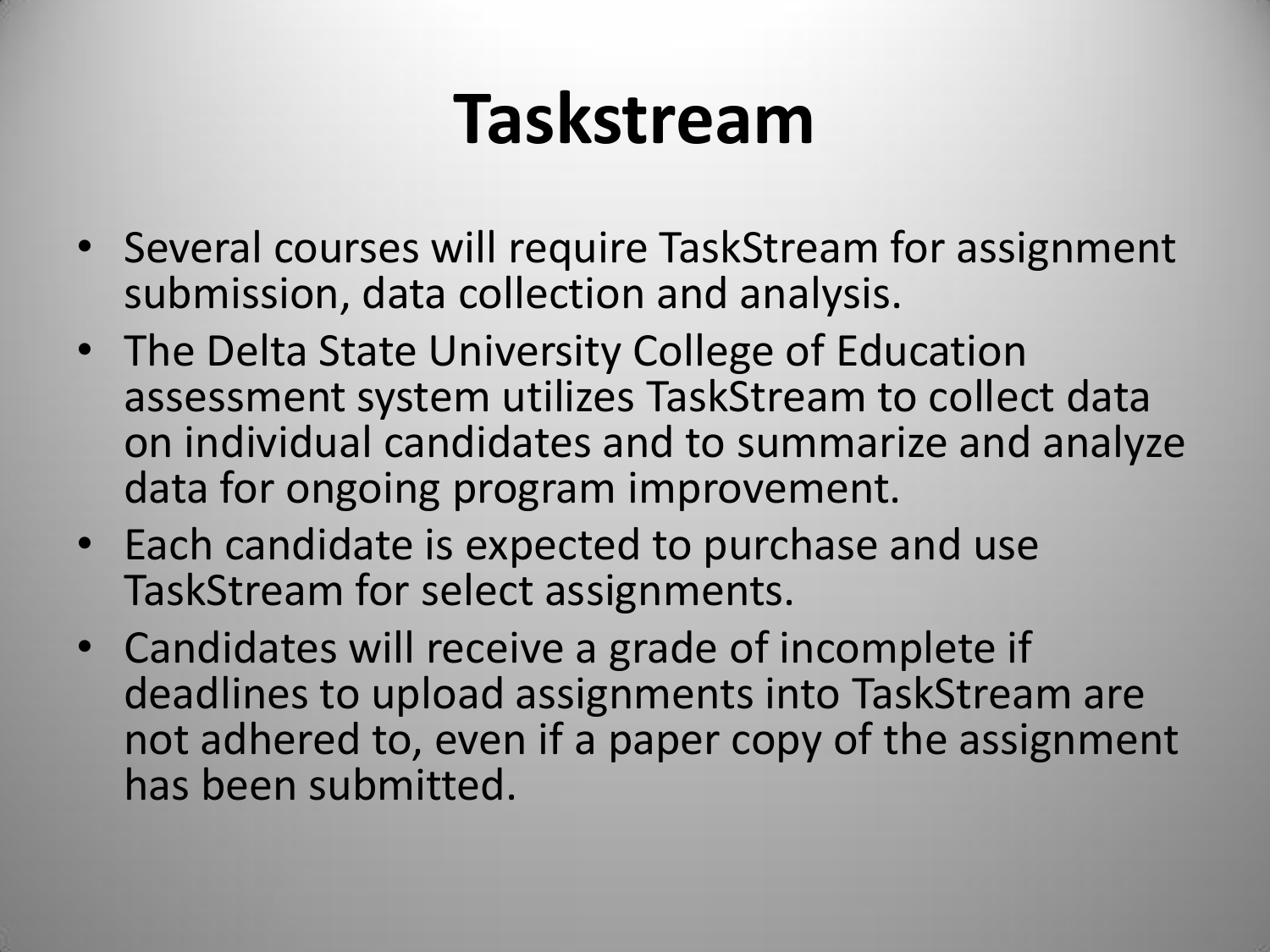# Taskstream

- Several courses will require TaskStream for assignment submission, data collection and analysis.
- The Delta State University College of Education assessment system utilizes TaskStream to collect data on individual candidates and to summarize and analyze data for ongoing program improvement.
- Each candidate is expected to purchase and use TaskStream for select assignments.
- Candidates will receive a grade of incomplete if deadlines to upload assignments into TaskStream are not adhered to, even if a paper copy of the assignment has been submitted.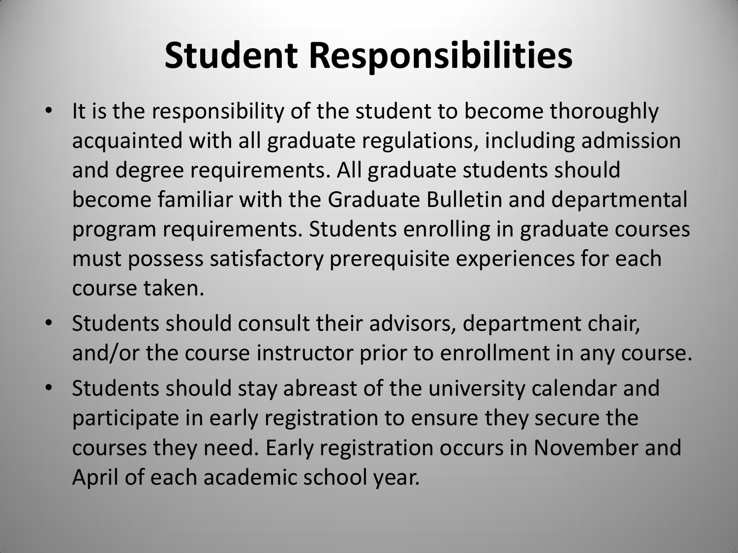# Student Responsibilities

- It is the responsibility of the student to become thoroughly acquainted with all graduate regulations, including admission and degree requirements. All graduate students should become familiar with the Graduate Bulletin and departmental program requirements. Students enrolling in graduate courses must possess satisfactory prerequisite experiences for each course taken.
- Students should consult their advisors, department chair, and/or the course instructor prior to enrollment in any course.
- Students should stay abreast of the university calendar and participate in early registration to ensure they secure the courses they need. Early registration occurs in November and April of each academic school year.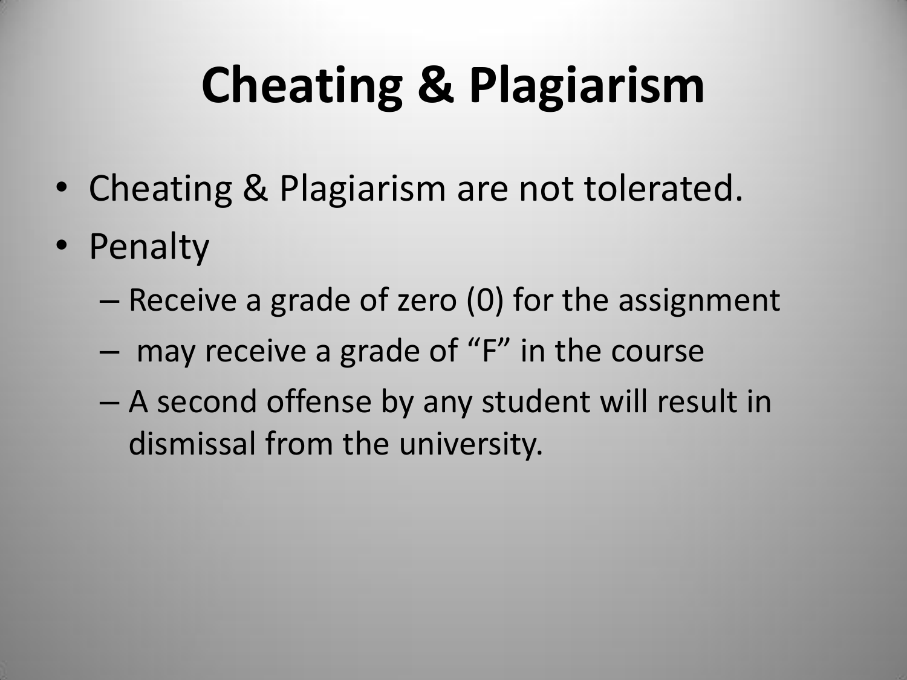# Cheating & Plagiarism

- Cheating & Plagiarism are not tolerated.
- Penalty
  - Receive a grade of zero (0) for the assignment
  - may receive a grade of “F” in the course
  - A second offense by any student will result in dismissal from the university.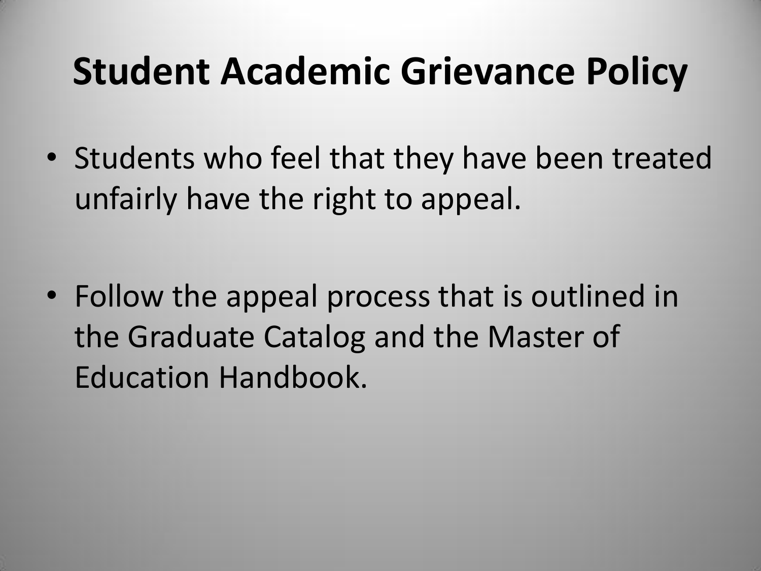# Student Academic Grievance Policy

- Students who feel that they have been treated unfairly have the right to appeal.
- Follow the appeal process that is outlined in the Graduate Catalog and the Master of Education Handbook.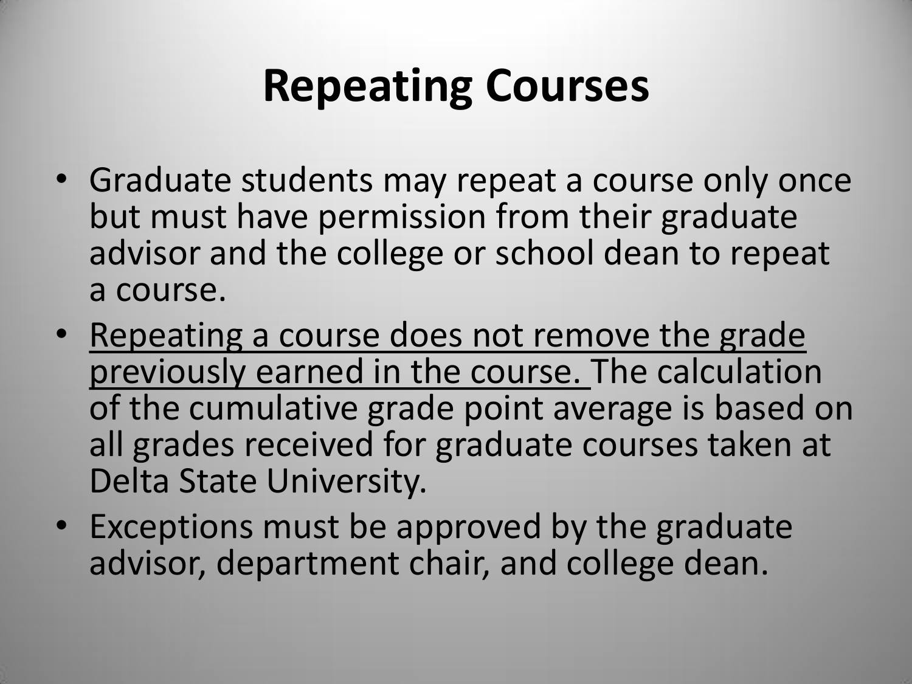# Repeating Courses

- Graduate students may repeat a course only once but must have permission from their graduate advisor and the college or school dean to repeat a course.
- <u>Repeating a course does not remove the grade previously earned in the course.</u> The calculation of the cumulative grade point average is based on all grades received for graduate courses taken at Delta State University.
- Exceptions must be approved by the graduate advisor, department chair, and college dean.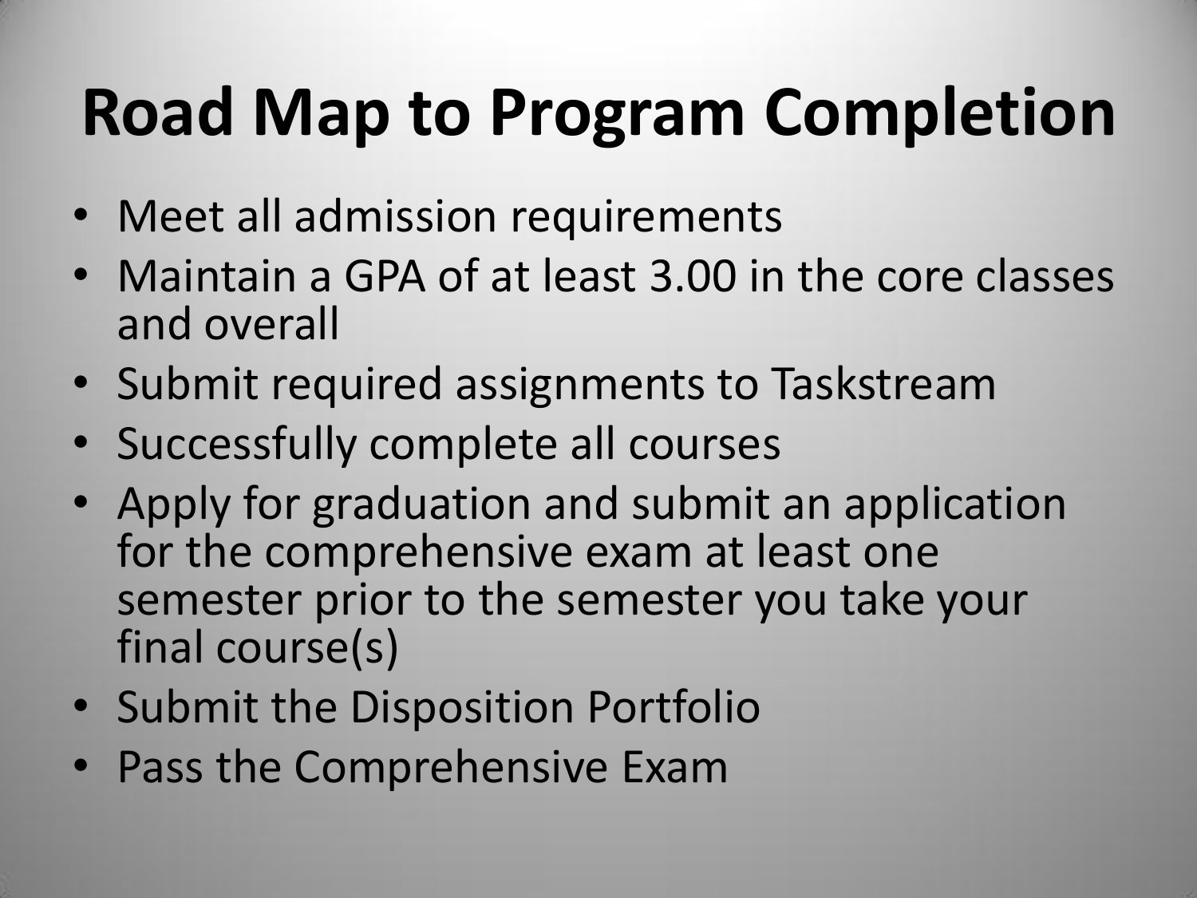# Road Map to Program Completion

- Meet all admission requirements
- Maintain a GPA of at least 3.00 in the core classes and overall
- Submit required assignments to Taskstream
- Successfully complete all courses
- Apply for graduation and submit an application for the comprehensive exam at least one semester prior to the semester you take your final course(s)
- Submit the Disposition Portfolio
- Pass the Comprehensive Exam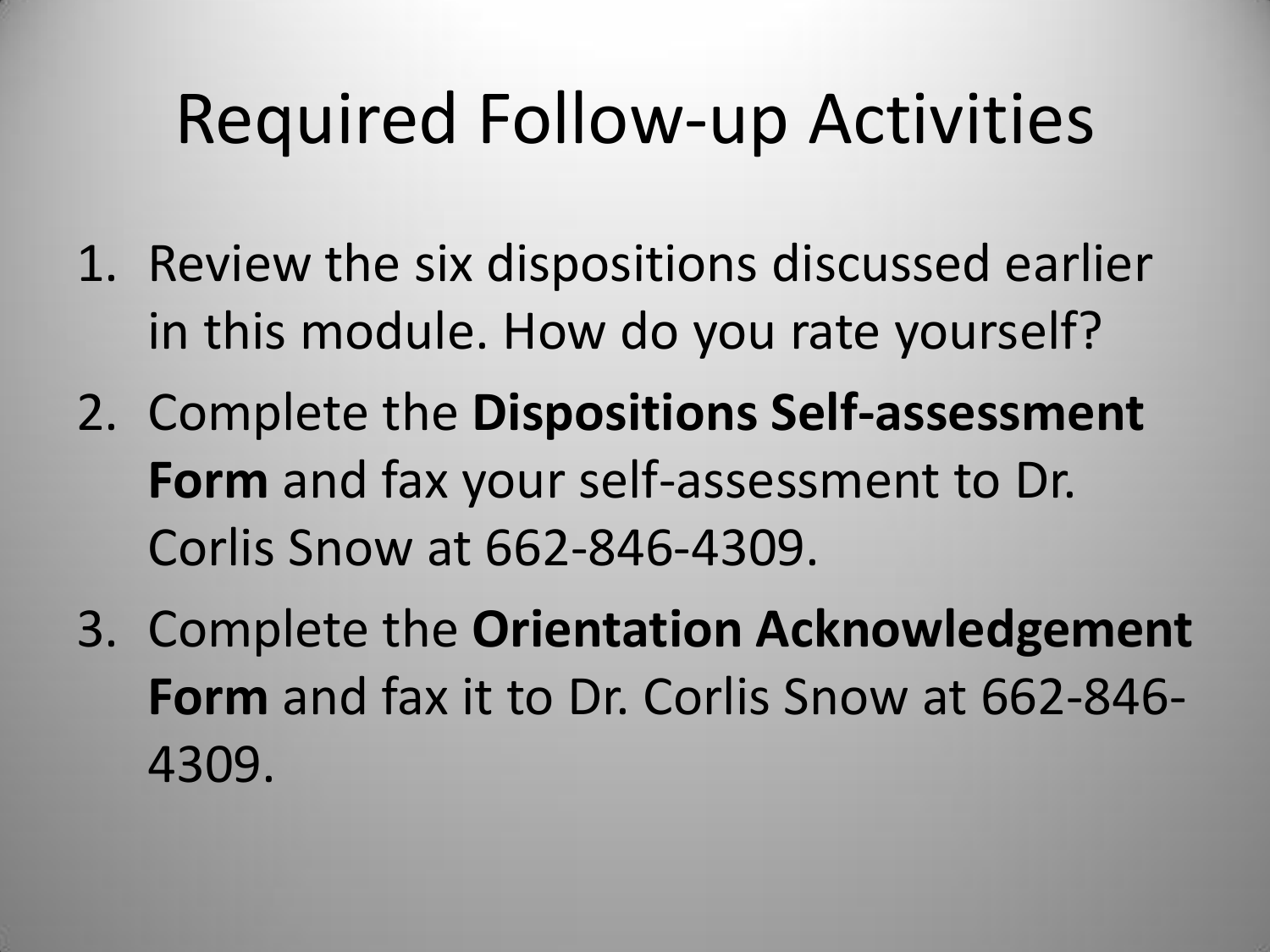# Required Follow-up Activities

1. Review the six dispositions discussed earlier in this module. How do you rate yourself?
2. Complete the **Dispositions Self-assessment Form** and fax your self-assessment to Dr. Corlis Snow at 662-846-4309.
3. Complete the **Orientation Acknowledgement Form** and fax it to Dr. Corlis Snow at 662-846-4309.